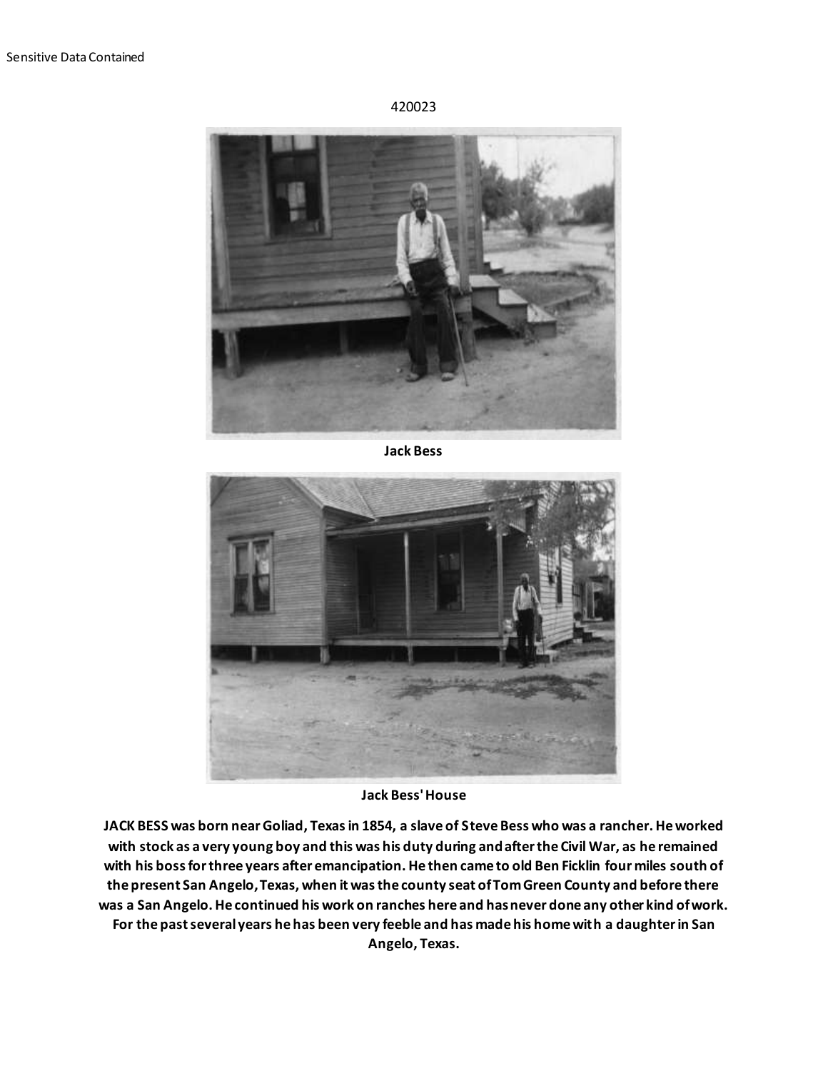Sensitive Data Contained

420023

**Jack Bess**

**Jack Bess' House**

**JACK BESS was born near Goliad, Texas in 1854, a slave of Steve Bess who was a rancher. He worked with stock as a very young boy and this was his duty during and after the Civil War, as he remained with his boss for three years after emancipation. He then came to old Ben Ficklin four miles south of the present San Angelo, Texas, when it was the county seat of Tom Green County and before there was a San Angelo. He continued his work on ranches here and has never done any other kind of work. For the past several years he has been very feeble and has made his home with a daughter in San Angelo, Texas.**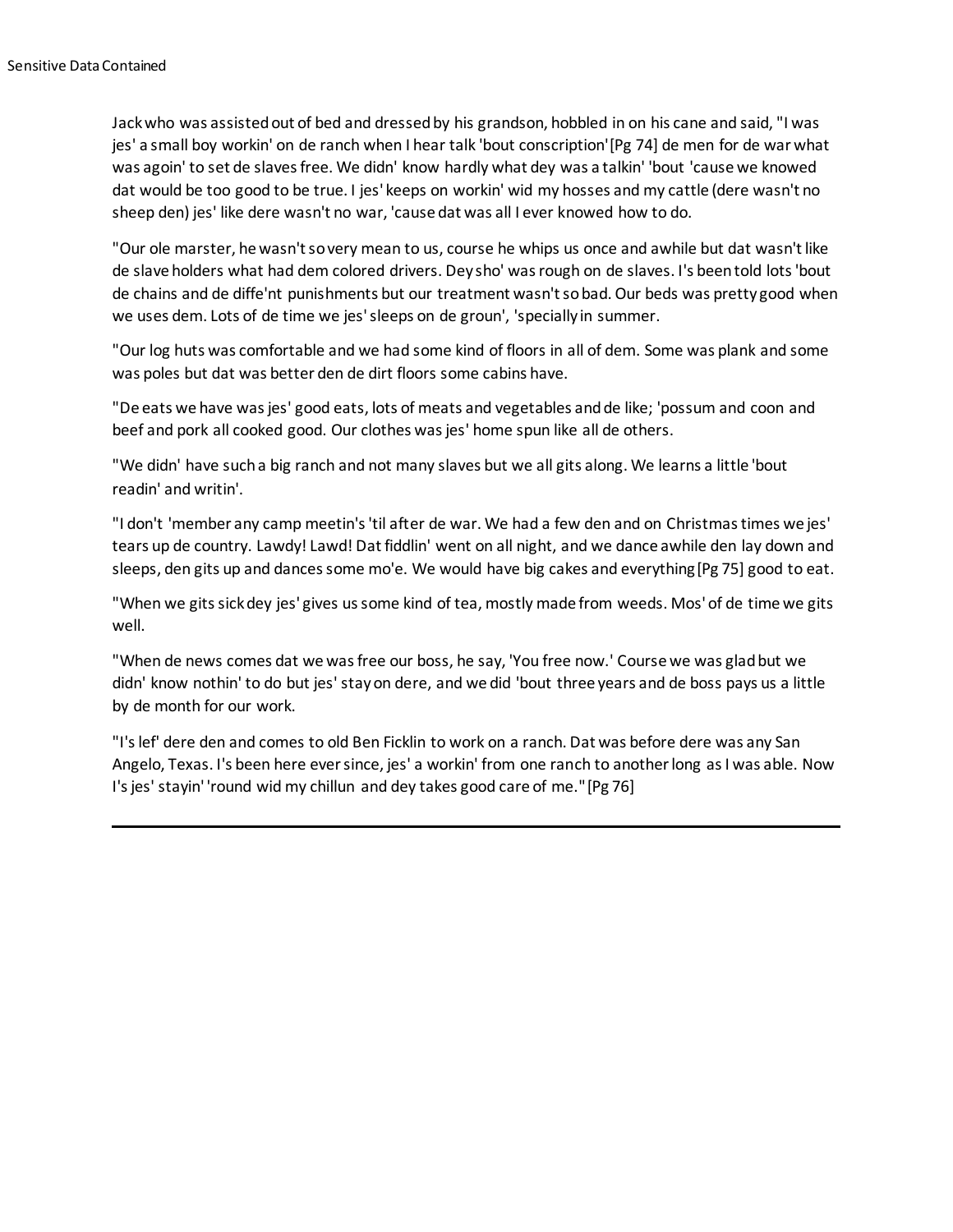Jack who was assisted out of bed and dressed by his grandson, hobbled in on his cane and said, "I was jes' a small boy workin' on de ranch when I hear talk 'bout conscription'[Pg 74] de men for de war what was agoin' to set de slaves free. We didn' know hardly what dey was a talkin' 'bout 'cause we knowed dat would be too good to be true. I jes' keeps on workin' wid my hosses and my cattle (dere wasn't no sheep den) jes' like dere wasn't no war, 'cause dat was all I ever knowed how to do.

"Our ole marster, he wasn't so very mean to us, course he whips us once and awhile but dat wasn't like de slave holders what had dem colored drivers. Dey sho' was rough on de slaves. I's been told lots 'bout de chains and de diffe'nt punishments but our treatment wasn't so bad. Our beds was pretty good when we uses dem. Lots of de time we jes' sleeps on de groun', 'specially in summer.

"Our log huts was comfortable and we had some kind of floors in all of dem. Some was plank and some was poles but dat was better den de dirt floors some cabins have.

"De eats we have was jes' good eats, lots of meats and vegetables and de like; 'possum and coon and beef and pork all cooked good. Our clothes was jes' home spun like all de others.

"We didn' have such a big ranch and not many slaves but we all gits along. We learns a little 'bout readin' and writin'.

"I don't 'member any camp meetin's 'til after de war. We had a few den and on Christmas times we jes' tears up de country. Lawdy! Lawd! Dat fiddlin' went on all night, and we dance awhile den lay down and sleeps, den gits up and dances some mo'e. We would have big cakes and everything[Pg 75] good to eat.

"When we gits sick dey jes' gives us some kind of tea, mostly made from weeds. Mos' of de time we gits well.

"When de news comes dat we was free our boss, he say, 'You free now.' Course we was glad but we didn' know nothin' to do but jes' stay on dere, and we did 'bout three years and de boss pays us a little by de month for our work.

"I's lef' dere den and comes to old Ben Ficklin to work on a ranch. Dat was before dere was any San Angelo, Texas. I's been here ever since, jes' a workin' from one ranch to another long as I was able. Now I's jes' stayin' 'round wid my chillun and dey takes good care of me."[Pg 76]

---